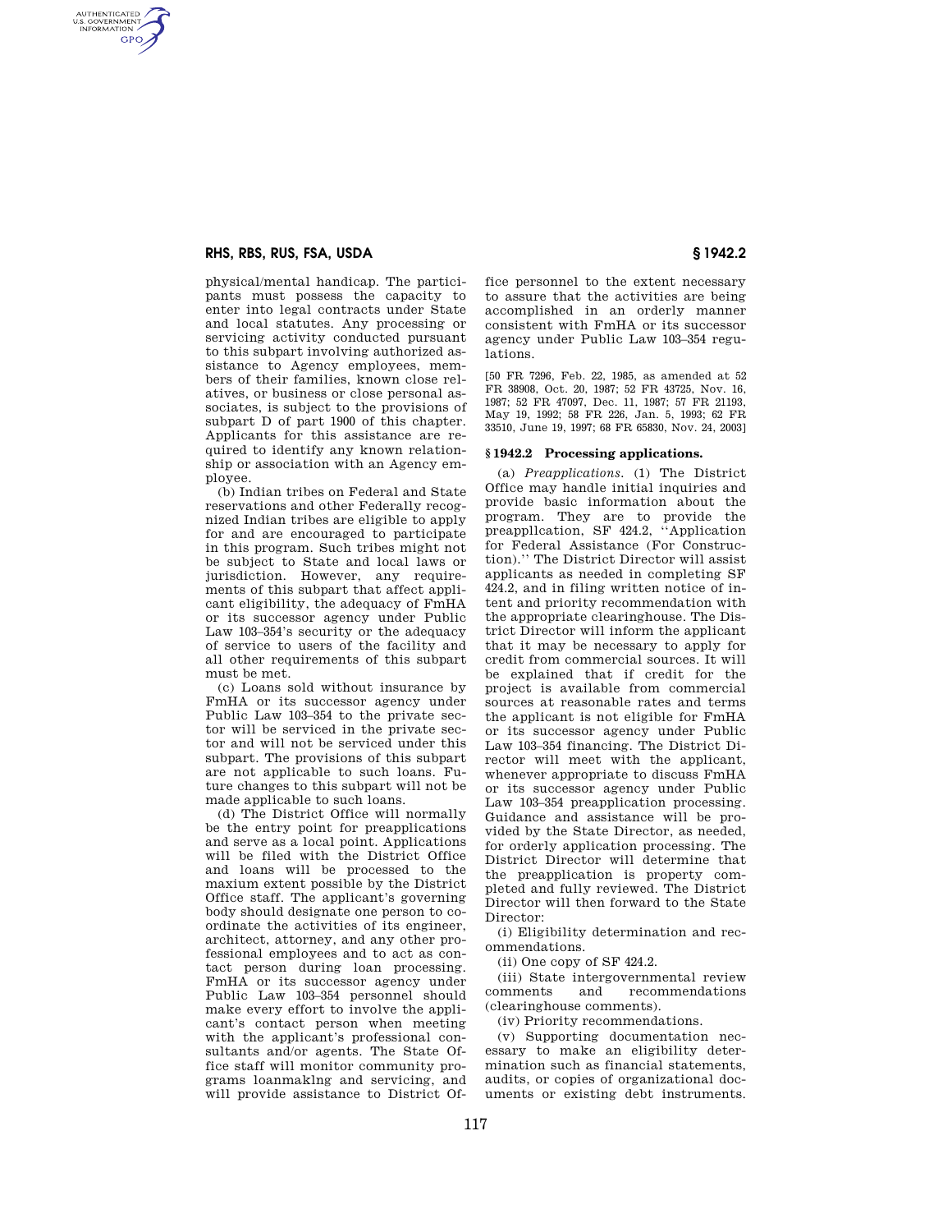physical/mental handicap. The participants must possess the capacity to enter into legal contracts under State and local statutes. Any processing or servicing activity conducted pursuant to this subpart involving authorized assistance to Agency employees, members of their families, known close relatives, or business or close personal associates, is subject to the provisions of subpart D of part 1900 of this chapter. Applicants for this assistance are required to identify any known relationship or association with an Agency employee.

(b) Indian tribes on Federal and State reservations and other Federally recognized Indian tribes are eligible to apply for and are encouraged to participate in this program. Such tribes might not be subject to State and local laws or jurisdiction. However, any requirements of this subpart that affect applicant eligibility, the adequacy of FmHA or its successor agency under Public Law 103–354's security or the adequacy of service to users of the facility and all other requirements of this subpart must be met.

(c) Loans sold without insurance by FmHA or its successor agency under Public Law 103–354 to the private sector will be serviced in the private sector and will not be serviced under this subpart. The provisions of this subpart are not applicable to such loans. Future changes to this subpart will not be made applicable to such loans.

(d) The District Office will normally be the entry point for preapplications and serve as a local point. Applications will be filed with the District Office and loans will be processed to the maxium extent possible by the District Office staff. The applicant's governing body should designate one person to coordinate the activities of its engineer, architect, attorney, and any other professional employees and to act as contact person during loan processing. FmHA or its successor agency under Public Law 103–354 personnel should make every effort to involve the applicant's contact person when meeting with the applicant's professional consultants and/or agents. The State Office staff will monitor community programs loanmaklng and servicing, and will provide assistance to District Office personnel to the extent necessary to assure that the activities are being accomplished in an orderly manner consistent with FmHA or its successor agency under Public Law 103–354 regulations.

[50 FR 7296, Feb. 22, 1985, as amended at 52 FR 38908, Oct. 20, 1987; 52 FR 43725, Nov. 16, 1987; 52 FR 47097, Dec. 11, 1987; 57 FR 21193, May 19, 1992; 58 FR 226, Jan. 5, 1993; 62 FR 33510, June 19, 1997; 68 FR 65830, Nov. 24, 2003]

## § 1942.2 Processing applications.

(a) *Preapplications.* (1) The District Office may handle initial inquiries and provide basic information about the program. They are to provide the preappllcation, SF 424.2, "Application for Federal Assistance (For Construction)." The District Director will assist applicants as needed in completing SF 424.2, and in filing written notice of intent and priority recommendation with the appropriate clearinghouse. The District Director will inform the applicant that it may be necessary to apply for credit from commercial sources. It will be explained that if credit for the project is available from commercial sources at reasonable rates and terms the applicant is not eligible for FmHA or its successor agency under Public Law 103–354 financing. The District Director will meet with the applicant, whenever appropriate to discuss FmHA or its successor agency under Public Law 103–354 preapplication processing. Guidance and assistance will be provided by the State Director, as needed, for orderly application processing. The District Director will determine that the preapplication is property completed and fully reviewed. The District Director will then forward to the State Director:

(i) Eligibility determination and recommendations.

(ii) One copy of SF 424.2.

(iii) State intergovernmental review comments and recommendations (clearinghouse comments).

(iv) Priority recommendations.

(v) Supporting documentation necessary to make an eligibility determination such as financial statements, audits, or copies of organizational documents or existing debt instruments.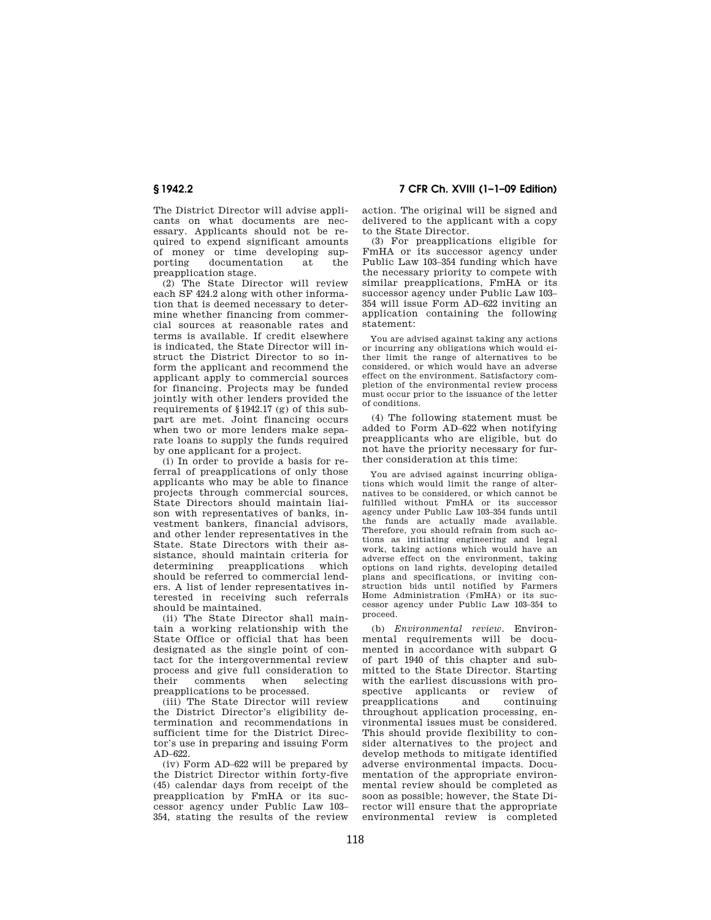The District Director will advise applicants on what documents are necessary. Applicants should not be required to expend significant amounts of money or time developing supporting documentation at the preapplication stage.

(2) The State Director will review each SF 424.2 along with other information that is deemed necessary to determine whether financing from commercial sources at reasonable rates and terms is available. If credit elsewhere is indicated, the State Director will instruct the District Director to so inform the applicant and recommend the applicant apply to commercial sources for financing. Projects may be funded jointly with other lenders provided the requirements of §1942.17 (g) of this subpart are met. Joint financing occurs when two or more lenders make separate loans to supply the funds required by one applicant for a project.

(i) In order to provide a basis for referral of preapplications of only those applicants who may be able to finance projects through commercial sources, State Directors should maintain liaison with representatives of banks, investment bankers, financial advisors, and other lender representatives in the State. State Directors with their assistance, should maintain criteria for determining preapplications which should be referred to commercial lenders. A list of lender representatives interested in receiving such referrals should be maintained.

(ii) The State Director shall maintain a working relationship with the State Office or official that has been designated as the single point of contact for the intergovernmental review process and give full consideration to their comments when selecting preapplications to be processed.

(iii) The State Director will review the District Director's eligibility determination and recommendations in sufficient time for the District Director's use in preparing and issuing Form AD–622.

(iv) Form AD–622 will be prepared by the District Director within forty-five (45) calendar days from receipt of the preapplication by FmHA or its successor agency under Public Law 103–354, stating the results of the review action. The original will be signed and delivered to the applicant with a copy to the State Director.

(3) For preapplications eligible for FmHA or its successor agency under Public Law 103–354 funding which have the necessary priority to compete with similar preapplications, FmHA or its successor agency under Public Law 103–354 will issue Form AD–622 inviting an application containing the following statement:

> You are advised against taking any actions or incurring any obligations which would either limit the range of alternatives to be considered, or which would have an adverse effect on the environment. Satisfactory completion of the environmental review process must occur prior to the issuance of the letter of conditions.

(4) The following statement must be added to Form AD–622 when notifying preapplicants who are eligible, but do not have the priority necessary for further consideration at this time:

> You are advised against incurring obligations which would limit the range of alternatives to be considered, or which cannot be fulfilled without FmHA or its successor agency under Public Law 103–354 funds until the funds are actually made available. Therefore, you should refrain from such actions as initiating engineering and legal work, taking actions which would have an adverse effect on the environment, taking options on land rights, developing detailed plans and specifications, or inviting construction bids until notified by Farmers Home Administration (FmHA) or its successor agency under Public Law 103–354 to proceed.

(b) *Environmental review.* Environmental requirements will be documented in accordance with subpart G of part 1940 of this chapter and submitted to the State Director. Starting with the earliest discussions with prospective applicants or review of preapplications and continuing throughout application processing, environmental issues must be considered. This should provide flexibility to consider alternatives to the project and develop methods to mitigate identified adverse environmental impacts. Documentation of the appropriate environmental review should be completed as soon as possible; however, the State Director will ensure that the appropriate environmental review is completed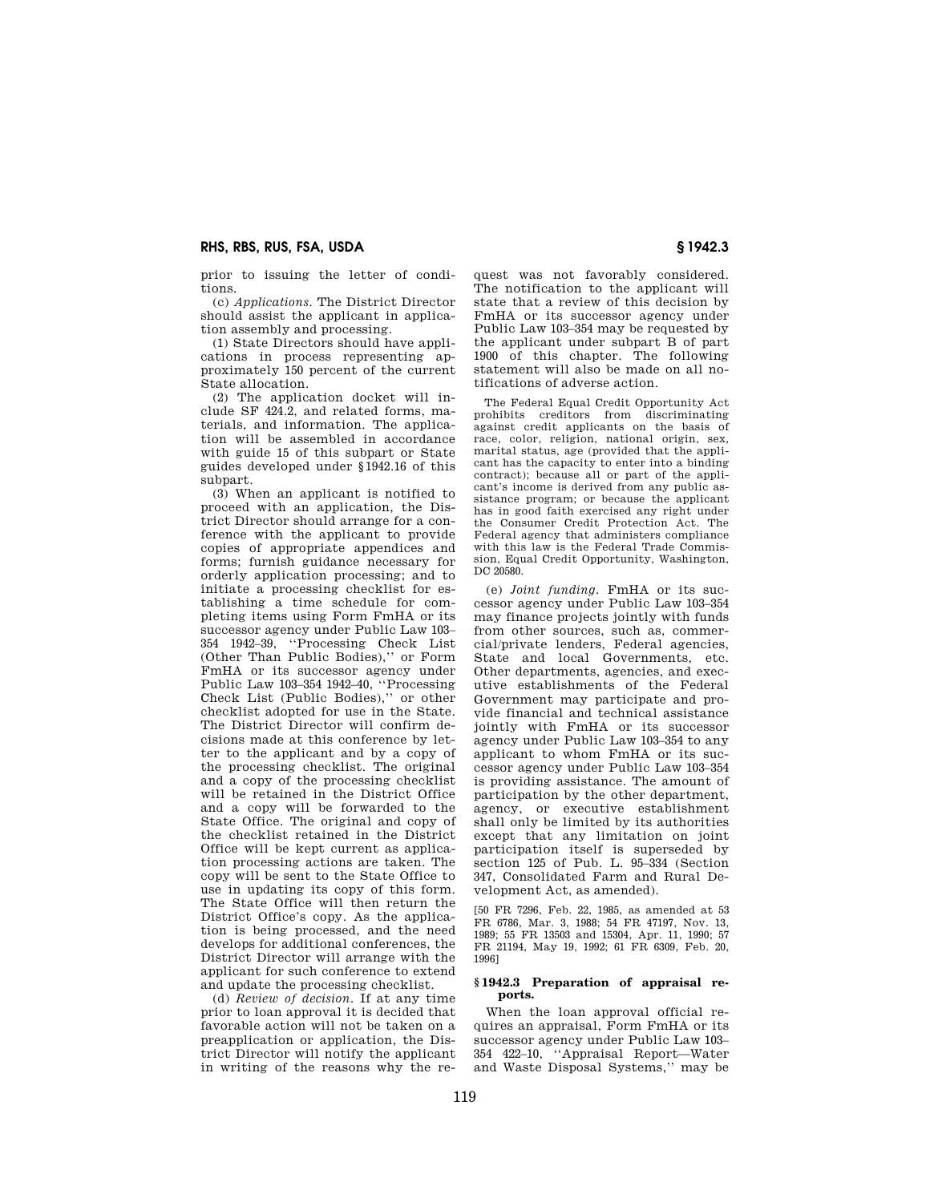prior to issuing the letter of conditions.

(c) *Applications.* The District Director should assist the applicant in application assembly and processing.

(1) State Directors should have applications in process representing approximately 150 percent of the current State allocation.

(2) The application docket will include SF 424.2, and related forms, materials, and information. The application will be assembled in accordance with guide 15 of this subpart or State guides developed under §1942.16 of this subpart.

(3) When an applicant is notified to proceed with an application, the District Director should arrange for a conference with the applicant to provide copies of appropriate appendices and forms; furnish guidance necessary for orderly application processing; and to initiate a processing checklist for establishing a time schedule for completing items using Form FmHA or its successor agency under Public Law 103–354 1942–39, ''Processing Check List (Other Than Public Bodies),'' or Form FmHA or its successor agency under Public Law 103–354 1942–40, ''Processing Check List (Public Bodies),'' or other checklist adopted for use in the State. The District Director will confirm decisions made at this conference by letter to the applicant and by a copy of the processing checklist. The original and a copy of the processing checklist will be retained in the District Office and a copy will be forwarded to the State Office. The original and copy of the checklist retained in the District Office will be kept current as application processing actions are taken. The copy will be sent to the State Office to use in updating its copy of this form. The State Office will then return the District Office's copy. As the application is being processed, and the need develops for additional conferences, the District Director will arrange with the applicant for such conference to extend and update the processing checklist.

(d) *Review of decision.* If at any time prior to loan approval it is decided that favorable action will not be taken on a preapplication or application, the District Director will notify the applicant in writing of the reasons why the request was not favorably considered. The notification to the applicant will state that a review of this decision by FmHA or its successor agency under Public Law 103–354 may be requested by the applicant under subpart B of part 1900 of this chapter. The following statement will also be made on all notifications of adverse action.

The Federal Equal Credit Opportunity Act prohibits creditors from discriminating against credit applicants on the basis of race, color, religion, national origin, sex, marital status, age (provided that the applicant has the capacity to enter into a binding contract); because all or part of the applicant's income is derived from any public assistance program; or because the applicant has in good faith exercised any right under the Consumer Credit Protection Act. The Federal agency that administers compliance with this law is the Federal Trade Commission, Equal Credit Opportunity, Washington, DC 20580.

(e) *Joint funding.* FmHA or its successor agency under Public Law 103–354 may finance projects jointly with funds from other sources, such as, commercial/private lenders, Federal agencies, State and local Governments, etc. Other departments, agencies, and executive establishments of the Federal Government may participate and provide financial and technical assistance jointly with FmHA or its successor agency under Public Law 103–354 to any applicant to whom FmHA or its successor agency under Public Law 103–354 is providing assistance. The amount of participation by the other department, agency, or executive establishment shall only be limited by its authorities except that any limitation on joint participation itself is superseded by section 125 of Pub. L. 95–334 (Section 347, Consolidated Farm and Rural Development Act, as amended).

[50 FR 7296, Feb. 22, 1985, as amended at 53 FR 6786, Mar. 3, 1988; 54 FR 47197, Nov. 13, 1989; 55 FR 13503 and 15304, Apr. 11, 1990; 57 FR 21194, May 19, 1992; 61 FR 6309, Feb. 20, 1996]

### §1942.3 Preparation of appraisal reports.

When the loan approval official requires an appraisal, Form FmHA or its successor agency under Public Law 103–354 422–10, ''Appraisal Report—Water and Waste Disposal Systems,'' may be